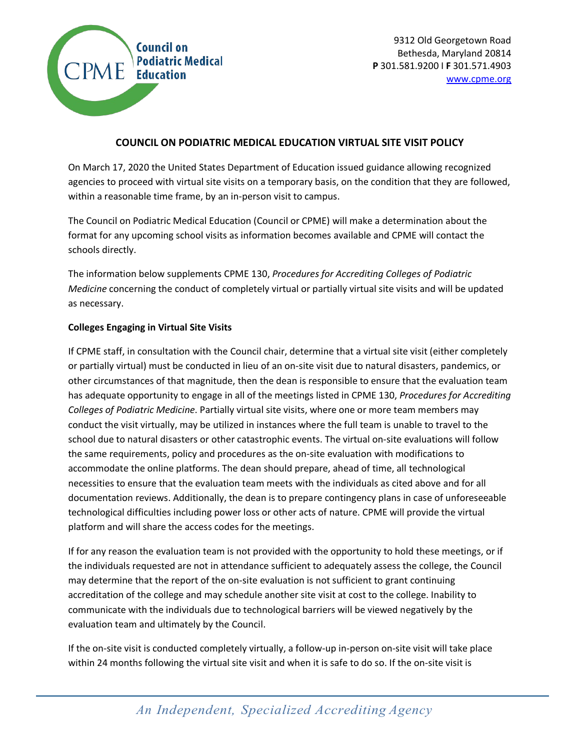Council on Podiatric Medical Education

9312 Old Georgetown Road
Bethesda, Maryland 20814
**P** 301.581.9200 I **F** 301.571.4903
www.cpme.org

# COUNCIL ON PODIATRIC MEDICAL EDUCATION VIRTUAL SITE VISIT POLICY

On March 17, 2020 the United States Department of Education issued guidance allowing recognized agencies to proceed with virtual site visits on a temporary basis, on the condition that they are followed, within a reasonable time frame, by an in-person visit to campus.

The Council on Podiatric Medical Education (Council or CPME) will make a determination about the format for any upcoming school visits as information becomes available and CPME will contact the schools directly.

The information below supplements CPME 130, *Procedures for Accrediting Colleges of Podiatric Medicine* concerning the conduct of completely virtual or partially virtual site visits and will be updated as necessary.

## Colleges Engaging in Virtual Site Visits

If CPME staff, in consultation with the Council chair, determine that a virtual site visit (either completely or partially virtual) must be conducted in lieu of an on-site visit due to natural disasters, pandemics, or other circumstances of that magnitude, then the dean is responsible to ensure that the evaluation team has adequate opportunity to engage in all of the meetings listed in CPME 130, *Procedures for Accrediting Colleges of Podiatric Medicine*. Partially virtual site visits, where one or more team members may conduct the visit virtually, may be utilized in instances where the full team is unable to travel to the school due to natural disasters or other catastrophic events. The virtual on-site evaluations will follow the same requirements, policy and procedures as the on-site evaluation with modifications to accommodate the online platforms. The dean should prepare, ahead of time, all technological necessities to ensure that the evaluation team meets with the individuals as cited above and for all documentation reviews. Additionally, the dean is to prepare contingency plans in case of unforeseeable technological difficulties including power loss or other acts of nature. CPME will provide the virtual platform and will share the access codes for the meetings.

If for any reason the evaluation team is not provided with the opportunity to hold these meetings, or if the individuals requested are not in attendance sufficient to adequately assess the college, the Council may determine that the report of the on-site evaluation is not sufficient to grant continuing accreditation of the college and may schedule another site visit at cost to the college. Inability to communicate with the individuals due to technological barriers will be viewed negatively by the evaluation team and ultimately by the Council.

If the on-site visit is conducted completely virtually, a follow-up in-person on-site visit will take place within 24 months following the virtual site visit and when it is safe to do so. If the on-site visit is

*An Independent, Specialized Accrediting Agency*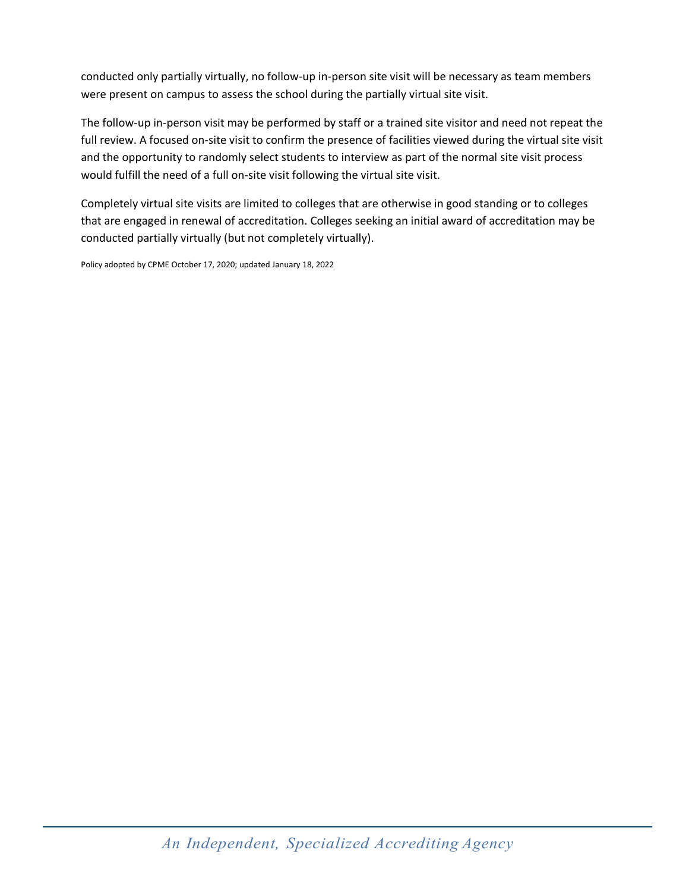conducted only partially virtually, no follow-up in-person site visit will be necessary as team members were present on campus to assess the school during the partially virtual site visit.

The follow-up in-person visit may be performed by staff or a trained site visitor and need not repeat the full review. A focused on-site visit to confirm the presence of facilities viewed during the virtual site visit and the opportunity to randomly select students to interview as part of the normal site visit process would fulfill the need of a full on-site visit following the virtual site visit.

Completely virtual site visits are limited to colleges that are otherwise in good standing or to colleges that are engaged in renewal of accreditation. Colleges seeking an initial award of accreditation may be conducted partially virtually (but not completely virtually).

Policy adopted by CPME October 17, 2020; updated January 18, 2022